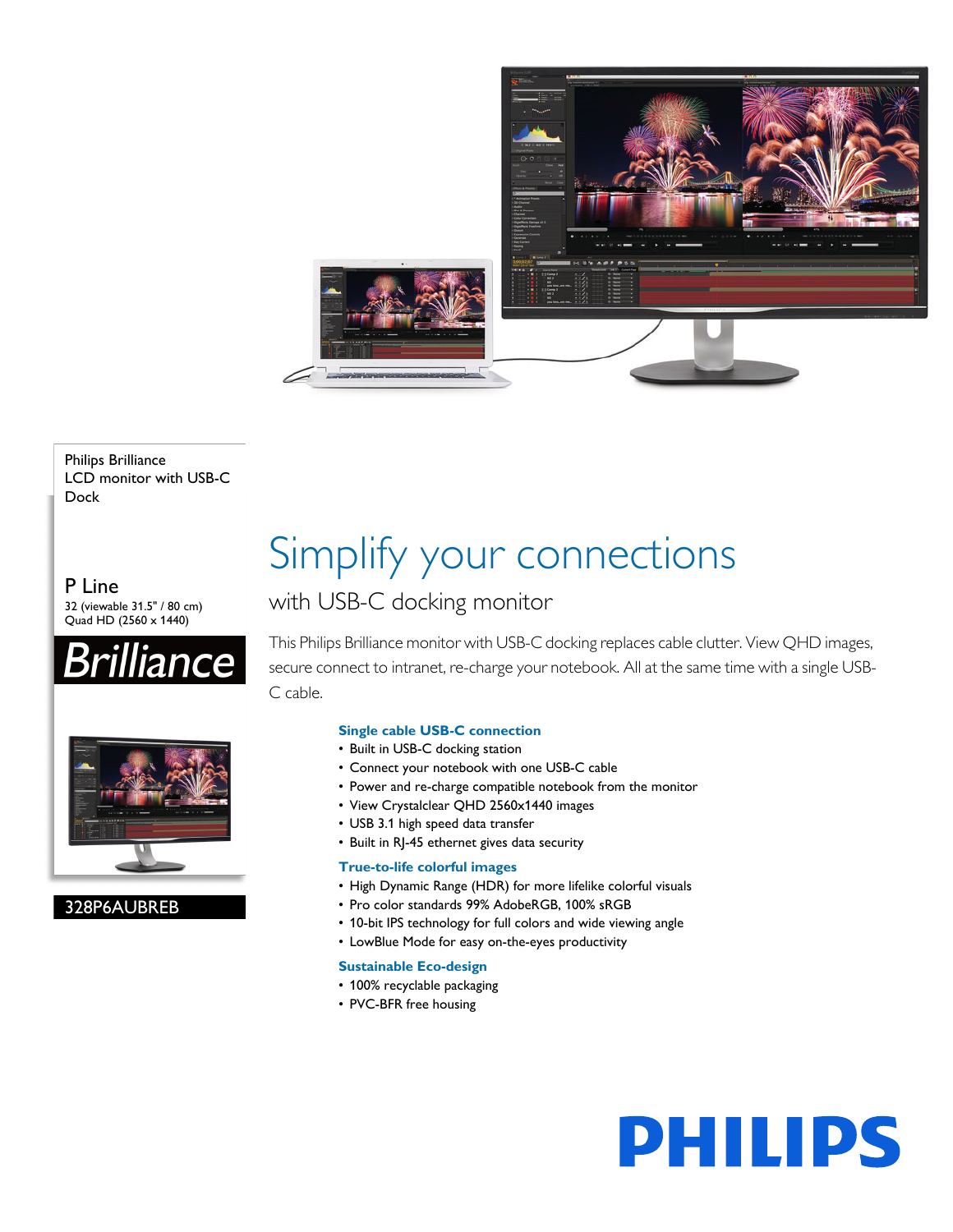Philips Brilliance
LCD monitor with USB-C Dock

## P Line

32 (viewable 31.5" / 80 cm)
Quad HD (2560 x 1440)

**Brilliance**

328P6AUBREB

# Simplify your connections

## with USB-C docking monitor

This Philips Brilliance monitor with USB-C docking replaces cable clutter. View QHD images, secure connect to intranet, re-charge your notebook. All at the same time with a single USB-C cable.

### Single cable USB-C connection

- Built in USB-C docking station
- Connect your notebook with one USB-C cable
- Power and re-charge compatible notebook from the monitor
- View Crystalclear QHD 2560x1440 images
- USB 3.1 high speed data transfer
- Built in RJ-45 ethernet gives data security

### True-to-life colorful images

- High Dynamic Range (HDR) for more lifelike colorful visuals
- Pro color standards 99% AdobeRGB, 100% sRGB
- 10-bit IPS technology for full colors and wide viewing angle
- LowBlue Mode for easy on-the-eyes productivity

### Sustainable Eco-design

- 100% recyclable packaging
- PVC-BFR free housing

PHILIPS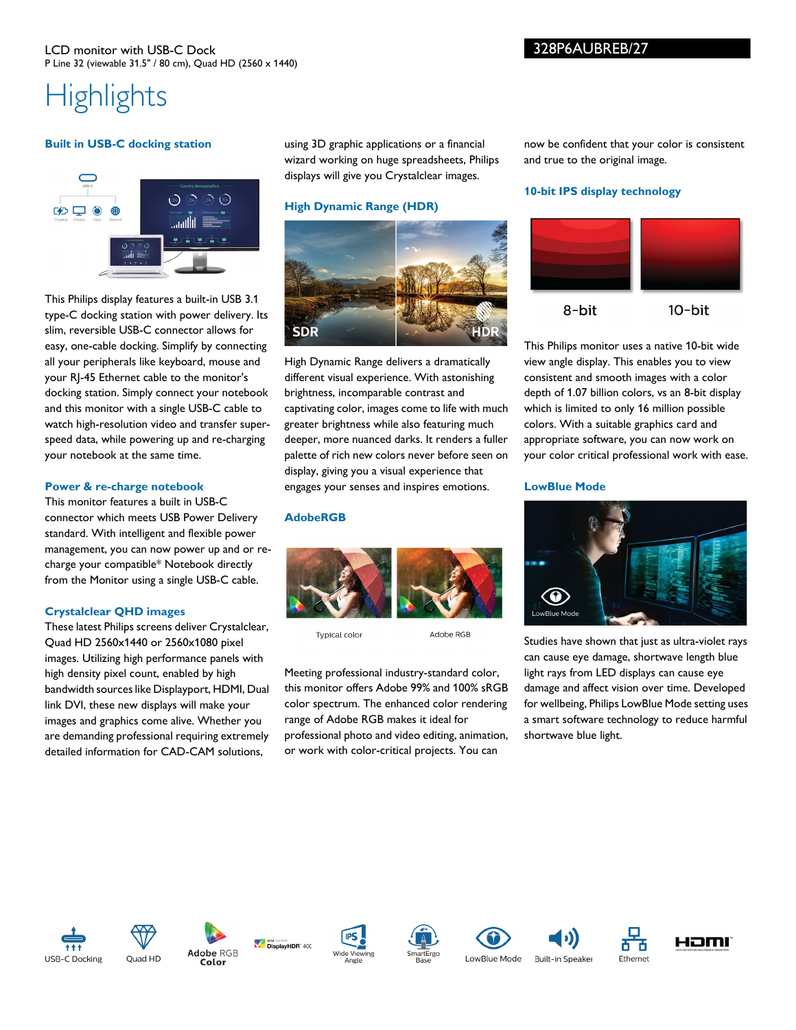LCD monitor with USB-C Dock

P Line 32 (viewable 31.5" / 80 cm), Quad HD (2560 x 1440)

328P6AUBREB/27

# Highlights

### Built in USB-C docking station

This Philips display features a built-in USB 3.1 type-C docking station with power delivery. Its slim, reversible USB-C connector allows for easy, one-cable docking. Simplify by connecting all your peripherals like keyboard, mouse and your RJ-45 Ethernet cable to the monitor's docking station. Simply connect your notebook and this monitor with a single USB-C cable to watch high-resolution video and transfer super-speed data, while powering up and re-charging your notebook at the same time.

### Power & re-charge notebook

This monitor features a built in USB-C connector which meets USB Power Delivery standard. With intelligent and flexible power management, you can now power up and or re-charge your compatible* Notebook directly from the Monitor using a single USB-C cable.

### Crystalclear QHD images

These latest Philips screens deliver Crystalclear, Quad HD 2560x1440 or 2560x1080 pixel images. Utilizing high performance panels with high density pixel count, enabled by high bandwidth sources like Displayport, HDMI, Dual link DVI, these new displays will make your images and graphics come alive. Whether you are demanding professional requiring extremely detailed information for CAD-CAM solutions, using 3D graphic applications or a financial wizard working on huge spreadsheets, Philips displays will give you Crystalclear images.

### High Dynamic Range (HDR)

High Dynamic Range delivers a dramatically different visual experience. With astonishing brightness, incomparable contrast and captivating color, images come to life with much greater brightness while also featuring much deeper, more nuanced darks. It renders a fuller palette of rich new colors never before seen on display, giving you a visual experience that engages your senses and inspires emotions.

### AdobeRGB

Typical color    Adobe RGB

Meeting professional industry-standard color, this monitor offers Adobe 99% and 100% sRGB color spectrum. The enhanced color rendering range of Adobe RGB makes it ideal for professional photo and video editing, animation, or work with color-critical projects. You can now be confident that your color is consistent and true to the original image.

### 10-bit IPS display technology

8-bit    10-bit

This Philips monitor uses a native 10-bit wide view angle display. This enables you to view consistent and smooth images with a color depth of 1.07 billion colors, vs an 8-bit display which is limited to only 16 million possible colors. With a suitable graphics card and appropriate software, you can now work on your color critical professional work with ease.

### LowBlue Mode

Studies have shown that just as ultra-violet rays can cause eye damage, shortwave length blue light rays from LED displays can cause eye damage and affect vision over time. Developed for wellbeing, Philips LowBlue Mode setting uses a smart software technology to reduce harmful shortwave blue light.

USB-C Docking | Quad HD | Adobe RGB Color | DisplayHDR 400 | Wide Viewing Angle | SmartErgo Base | LowBlue Mode | Built-in Speaker | Ethernet | HDMI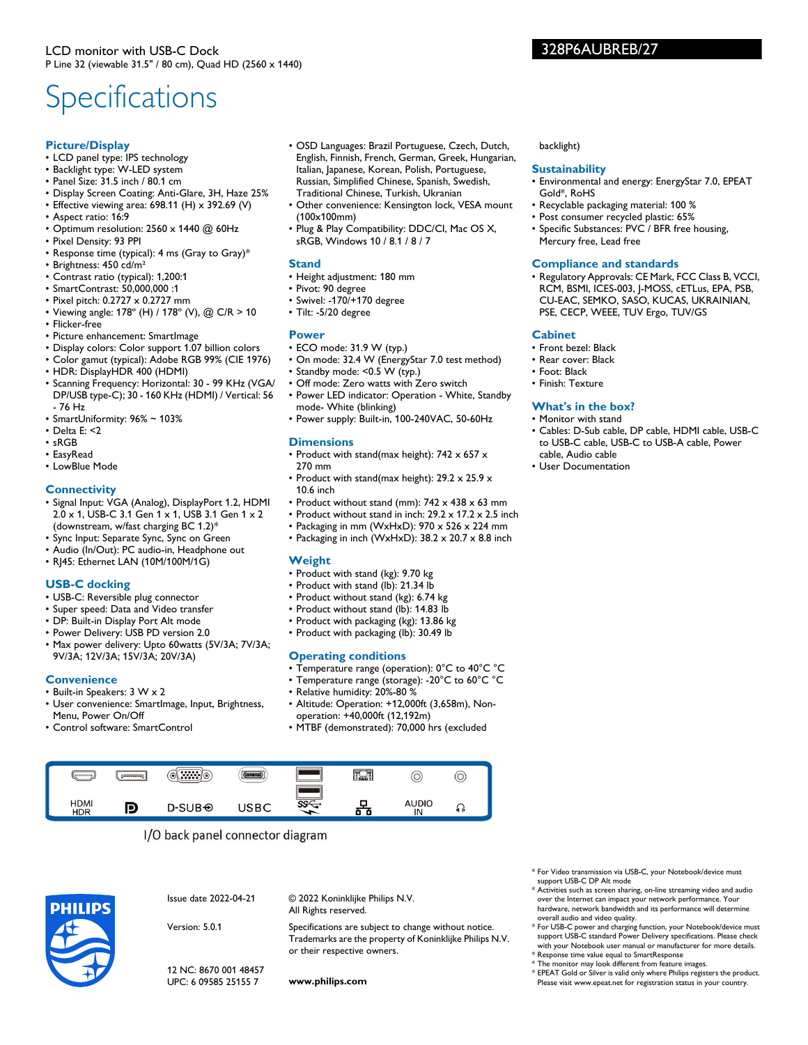LCD monitor with USB-C Dock

P Line 32 (viewable 31.5" / 80 cm), Quad HD (2560 x 1440)

328P6AUBREB/27

# Specifications

## Picture/Display
- LCD panel type: IPS technology
- Backlight type: W-LED system
- Panel Size: 31.5 inch / 80.1 cm
- Display Screen Coating: Anti-Glare, 3H, Haze 25%
- Effective viewing area: 698.11 (H) x 392.69 (V)
- Aspect ratio: 16:9
- Optimum resolution: 2560 x 1440 @ 60Hz
- Pixel Density: 93 PPI
- Response time (typical): 4 ms (Gray to Gray)*
- Brightness: 450 cd/m²
- Contrast ratio (typical): 1,200:1
- SmartContrast: 50,000,000 :1
- Pixel pitch: 0.2727 x 0.2727 mm
- Viewing angle: 178º (H) / 178º (V), @ C/R > 10
- Flicker-free
- Picture enhancement: SmartImage
- Display colors: Color support 1.07 billion colors
- Color gamut (typical): Adobe RGB 99% (CIE 1976)
- HDR: DisplayHDR 400 (HDMI)
- Scanning Frequency: Horizontal: 30 - 99 KHz (VGA/ DP/USB type-C); 30 - 160 KHz (HDMI) / Vertical: 56 - 76 Hz
- SmartUniformity: 96% ~ 103%
- Delta E: <2
- sRGB
- EasyRead
- LowBlue Mode

## Connectivity
- Signal Input: VGA (Analog), DisplayPort 1.2, HDMI 2.0 x 1, USB-C 3.1 Gen 1 x 1, USB 3.1 Gen 1 x 2 (downstream, w/fast charging BC 1.2)*
- Sync Input: Separate Sync, Sync on Green
- Audio (In/Out): PC audio-in, Headphone out
- RJ45: Ethernet LAN (10M/100M/1G)

## USB-C docking
- USB-C: Reversible plug connector
- Super speed: Data and Video transfer
- DP: Built-in Display Port Alt mode
- Power Delivery: USB PD version 2.0
- Max power delivery: Upto 60watts (5V/3A; 7V/3A; 9V/3A; 12V/3A; 15V/3A; 20V/3A)

## Convenience
- Built-in Speakers: 3 W x 2
- User convenience: SmartImage, Input, Brightness, Menu, Power On/Off
- Control software: SmartControl
- OSD Languages: Brazil Portuguese, Czech, Dutch, English, Finnish, French, German, Greek, Hungarian, Italian, Japanese, Korean, Polish, Portuguese, Russian, Simplified Chinese, Spanish, Swedish, Traditional Chinese, Turkish, Ukranian
- Other convenience: Kensington lock, VESA mount (100x100mm)
- Plug & Play Compatibility: DDC/CI, Mac OS X, sRGB, Windows 10 / 8.1 / 8 / 7

## Stand
- Height adjustment: 180 mm
- Pivot: 90 degree
- Swivel: -170/+170 degree
- Tilt: -5/20 degree

## Power
- ECO mode: 31.9 W (typ.)
- On mode: 32.4 W (EnergyStar 7.0 test method)
- Standby mode: <0.5 W (typ.)
- Off mode: Zero watts with Zero switch
- Power LED indicator: Operation - White, Standby mode- White (blinking)
- Power supply: Built-in, 100-240VAC, 50-60Hz

## Dimensions
- Product with stand(max height): 742 x 657 x 270 mm
- Product with stand(max height): 29.2 x 25.9 x 10.6 inch
- Product without stand (mm): 742 x 438 x 63 mm
- Product without stand in inch: 29.2 x 17.2 x 2.5 inch
- Packaging in mm (WxHxD): 970 x 526 x 224 mm
- Packaging in inch (WxHxD): 38.2 x 20.7 x 8.8 inch

## Weight
- Product with stand (kg): 9.70 kg
- Product with stand (lb): 21.34 lb
- Product without stand (kg): 6.74 kg
- Product without stand (lb): 14.83 lb
- Product with packaging (kg): 13.86 kg
- Product with packaging (lb): 30.49 lb

## Operating conditions
- Temperature range (operation): 0°C to 40°C °C
- Temperature range (storage): -20°C to 60°C °C
- Relative humidity: 20%-80 %
- Altitude: Operation: +12,000ft (3,658m), Non-operation: +40,000ft (12,192m)
- MTBF (demonstrated): 70,000 hrs (excluded backlight)

## Sustainability
- Environmental and energy: EnergyStar 7.0, EPEAT Gold*, RoHS
- Recyclable packaging material: 100 %
- Post consumer recycled plastic: 65%
- Specific Substances: PVC / BFR free housing, Mercury free, Lead free

## Compliance and standards
- Regulatory Approvals: CE Mark, FCC Class B, VCCI, RCM, BSMI, ICES-003, J-MOSS, cETLus, EPA, PSB, CU-EAC, SEMKO, SASO, KUCAS, UKRAINIAN, PSE, CECP, WEEE, TUV Ergo, TUV/GS

## Cabinet
- Front bezel: Black
- Rear cover: Black
- Foot: Black
- Finish: Texture

## What's in the box?
- Monitor with stand
- Cables: D-Sub cable, DP cable, HDMI cable, USB-C to USB-C cable, USB-C to USB-A cable, Power cable, Audio cable
- User Documentation

HDMI HDR
D-SUB
USBC
AUDIO IN

I/O back panel connector diagram

Issue date 2022-04-21

Version: 5.0.1

12 NC: 8670 001 48457
UPC: 6 09585 25155 7

© 2022 Koninklijke Philips N.V.
All Rights reserved.

Specifications are subject to change without notice. Trademarks are the property of Koninklijke Philips N.V. or their respective owners.

www.philips.com

\* For Video transmission via USB-C, your Notebook/device must support USB-C DP Alt mode

\* Activities such as screen sharing, on-line streaming video and audio over the Internet can impact your network performance. Your hardware, network bandwidth and its performance will determine overall audio and video quality.

\* For USB-C power and charging function, your Notebook/device must support USB-C standard Power Delivery specifications. Please check with your Notebook user manual or manufacturer for more details.

\* Response time value equal to SmartResponse

\* The monitor may look different from feature images.

\* EPEAT Gold or Silver is valid only where Philips registers the product. Please visit www.epeat.net for registration status in your country.